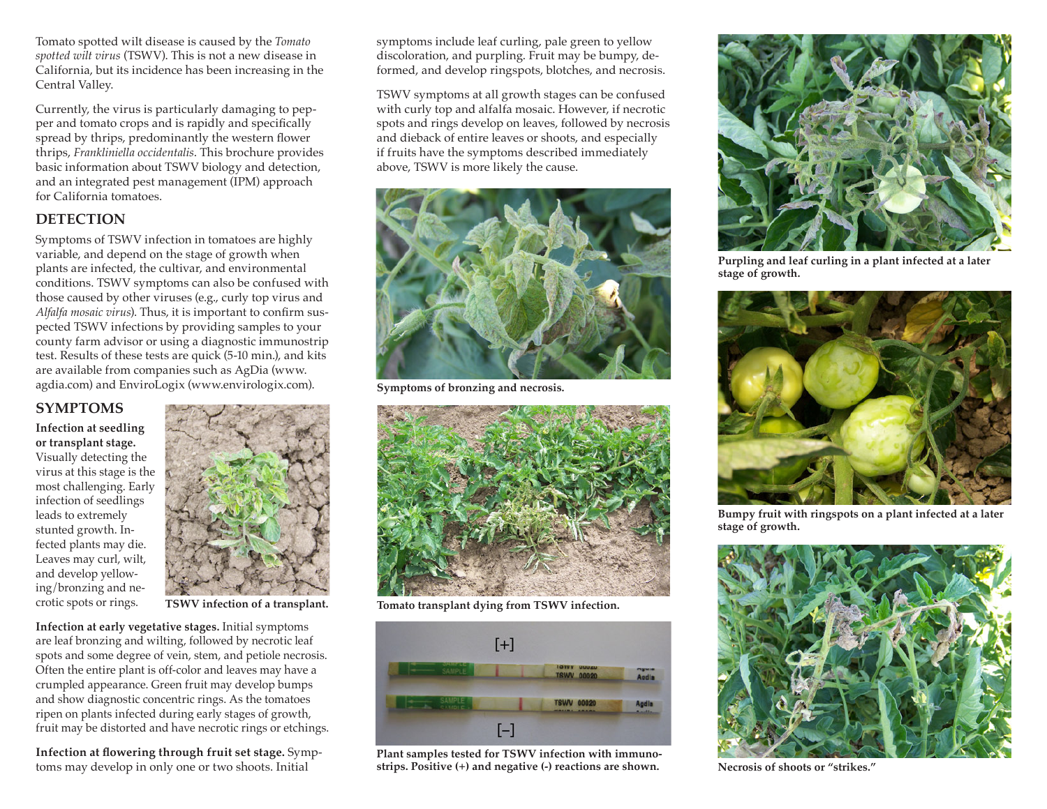Tomato spotted wilt disease is caused by the *Tomato spotted wilt virus* (TSWV). This is not a new disease in California, but its incidence has been increasing in the Central Valley.

Currently, the virus is particularly damaging to pepper and tomato crops and is rapidly and specifically spread by thrips, predominantly the western flower thrips, *Frankliniella occidentalis*. This brochure provides basic information about TSWV biology and detection, and an integrated pest management (IPM) approach for California tomatoes.

## DETECTION

Symptoms of TSWV infection in tomatoes are highly variable, and depend on the stage of growth when plants are infected, the cultivar, and environmental conditions. TSWV symptoms can also be confused with those caused by other viruses (e.g., curly top virus and *Alfalfa mosaic virus*). Thus, it is important to confirm suspected TSWV infections by providing samples to your county farm advisor or using a diagnostic immunostrip test. Results of these tests are quick (5-10 min.), and kits are available from companies such as AgDia (www.agdia.com) and EnviroLogix (www.envirologix.com).

## SYMPTOMS

**Infection at seedling or transplant stage.** Visually detecting the virus at this stage is the most challenging. Early infection of seedlings leads to extremely stunted growth. Infected plants may die. Leaves may curl, wilt, and develop yellowing/bronzing and necrotic spots or rings.

**TSWV infection of a transplant.**

**Infection at early vegetative stages.** Initial symptoms are leaf bronzing and wilting, followed by necrotic leaf spots and some degree of vein, stem, and petiole necrosis. Often the entire plant is off-color and leaves may have a crumpled appearance. Green fruit may develop bumps and show diagnostic concentric rings. As the tomatoes ripen on plants infected during early stages of growth, fruit may be distorted and have necrotic rings or etchings.

**Infection at flowering through fruit set stage.** Symptoms may develop in only one or two shoots. Initial symptoms include leaf curling, pale green to yellow discoloration, and purpling. Fruit may be bumpy, deformed, and develop ringspots, blotches, and necrosis.

TSWV symptoms at all growth stages can be confused with curly top and alfalfa mosaic. However, if necrotic spots and rings develop on leaves, followed by necrosis and dieback of entire leaves or shoots, and especially if fruits have the symptoms described immediately above, TSWV is more likely the cause.

**Symptoms of bronzing and necrosis.**

**Tomato transplant dying from TSWV infection.**

[+]

[–]

**Plant samples tested for TSWV infection with immunostrips. Positive (+) and negative (-) reactions are shown.**

**Purpling and leaf curling in a plant infected at a later stage of growth.**

**Bumpy fruit with ringspots on a plant infected at a later stage of growth.**

**Necrosis of shoots or "strikes."**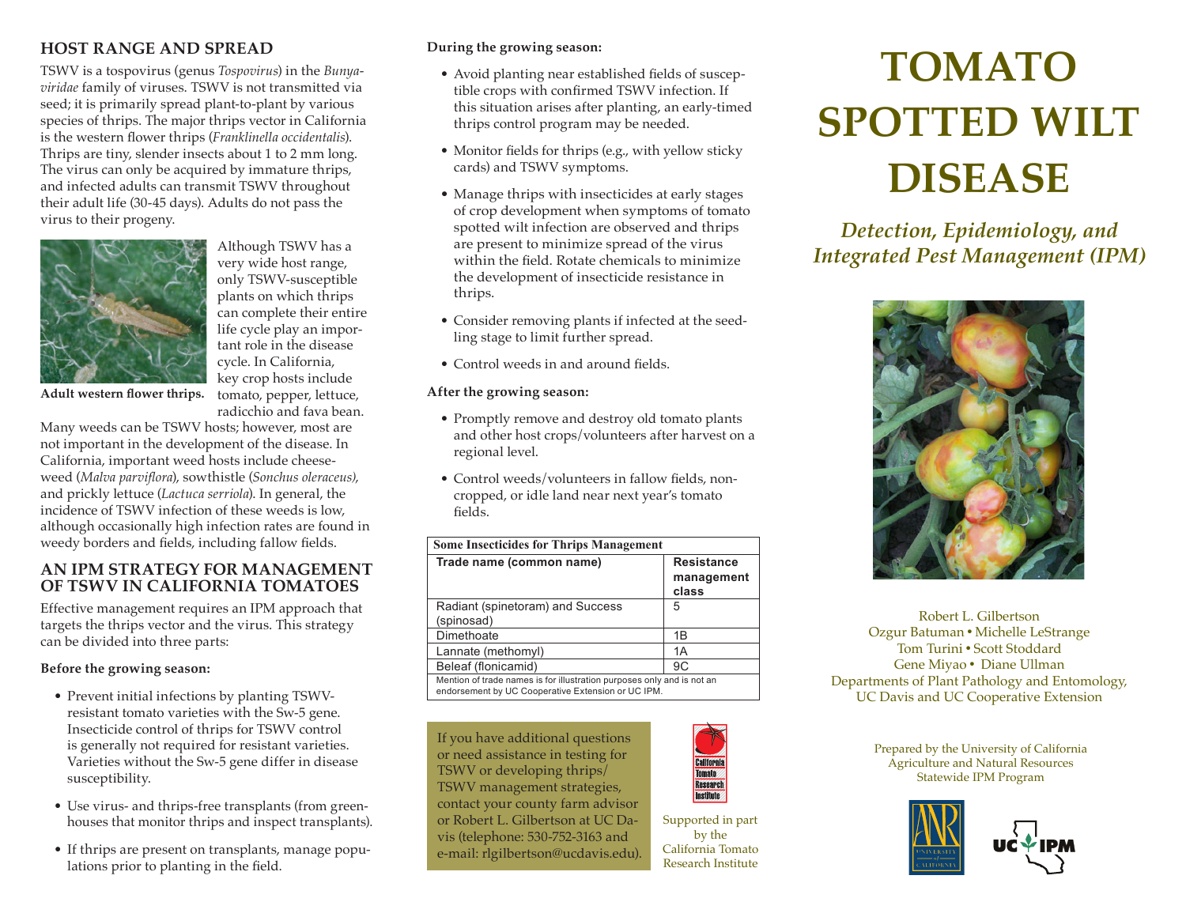## HOST RANGE AND SPREAD

TSWV is a tospovirus (genus *Tospovirus*) in the *Bunyaviridae* family of viruses. TSWV is not transmitted via seed; it is primarily spread plant-to-plant by various species of thrips. The major thrips vector in California is the western flower thrips (*Franklinella occidentalis*). Thrips are tiny, slender insects about 1 to 2 mm long. The virus can only be acquired by immature thrips, and infected adults can transmit TSWV throughout their adult life (30-45 days). Adults do not pass the virus to their progeny.

**Adult western flower thrips.**

Although TSWV has a very wide host range, only TSWV-susceptible plants on which thrips can complete their entire life cycle play an important role in the disease cycle. In California, key crop hosts include tomato, pepper, lettuce, radicchio and fava bean. Many weeds can be TSWV hosts; however, most are not important in the development of the disease. In California, important weed hosts include cheeseweed (*Malva parviflora*), sowthistle (*Sonchus oleraceus*), and prickly lettuce (*Lactuca serriola*). In general, the incidence of TSWV infection of these weeds is low, although occasionally high infection rates are found in weedy borders and fields, including fallow fields.

## AN IPM STRATEGY FOR MANAGEMENT OF TSWV IN CALIFORNIA TOMATOES

Effective management requires an IPM approach that targets the thrips vector and the virus. This strategy can be divided into three parts:

**Before the growing season:**

- Prevent initial infections by planting TSWV-resistant tomato varieties with the Sw-5 gene. Insecticide control of thrips for TSWV control is generally not required for resistant varieties. Varieties without the Sw-5 gene differ in disease susceptibility.
- Use virus- and thrips-free transplants (from greenhouses that monitor thrips and inspect transplants).
- If thrips are present on transplants, manage populations prior to planting in the field.

**During the growing season:**

- Avoid planting near established fields of susceptible crops with confirmed TSWV infection. If this situation arises after planting, an early-timed thrips control program may be needed.
- Monitor fields for thrips (e.g., with yellow sticky cards) and TSWV symptoms.
- Manage thrips with insecticides at early stages of crop development when symptoms of tomato spotted wilt infection are observed and thrips are present to minimize spread of the virus within the field. Rotate chemicals to minimize the development of insecticide resistance in thrips.
- Consider removing plants if infected at the seedling stage to limit further spread.
- Control weeds in and around fields.

**After the growing season:**

- Promptly remove and destroy old tomato plants and other host crops/volunteers after harvest on a regional level.
- Control weeds/volunteers in fallow fields, noncropped, or idle land near next year's tomato fields.

**Some Insecticides for Thrips Management**

| Trade name (common name) | Resistance management class |
|---|---|
| Radiant (spinetoram) and Success (spinosad) | 5 |
| Dimethoate | 1B |
| Lannate (methomyl) | 1A |
| Beleaf (flonicamid) | 9C |

Mention of trade names is for illustration purposes only and is not an endorsement by UC Cooperative Extension or UC IPM.

If you have additional questions or need assistance in testing for TSWV or developing thrips/TSWV management strategies, contact your county farm advisor or Robert L. Gilbertson at UC Davis (telephone: 530-752-3163 and e-mail: rlgilbertson@ucdavis.edu).

California Tomato Research Institute

Supported in part by the California Tomato Research Institute

# TOMATO SPOTTED WILT DISEASE

*Detection, Epidemiology, and Integrated Pest Management (IPM)*

Robert L. Gilbertson
Ozgur Batuman • Michelle LeStrange
Tom Turini • Scott Stoddard
Gene Miyao • Diane Ullman
Departments of Plant Pathology and Entomology, UC Davis and UC Cooperative Extension

Prepared by the University of California Agriculture and Natural Resources Statewide IPM Program

UNIVERSITY of CALIFORNIA

UC IPM